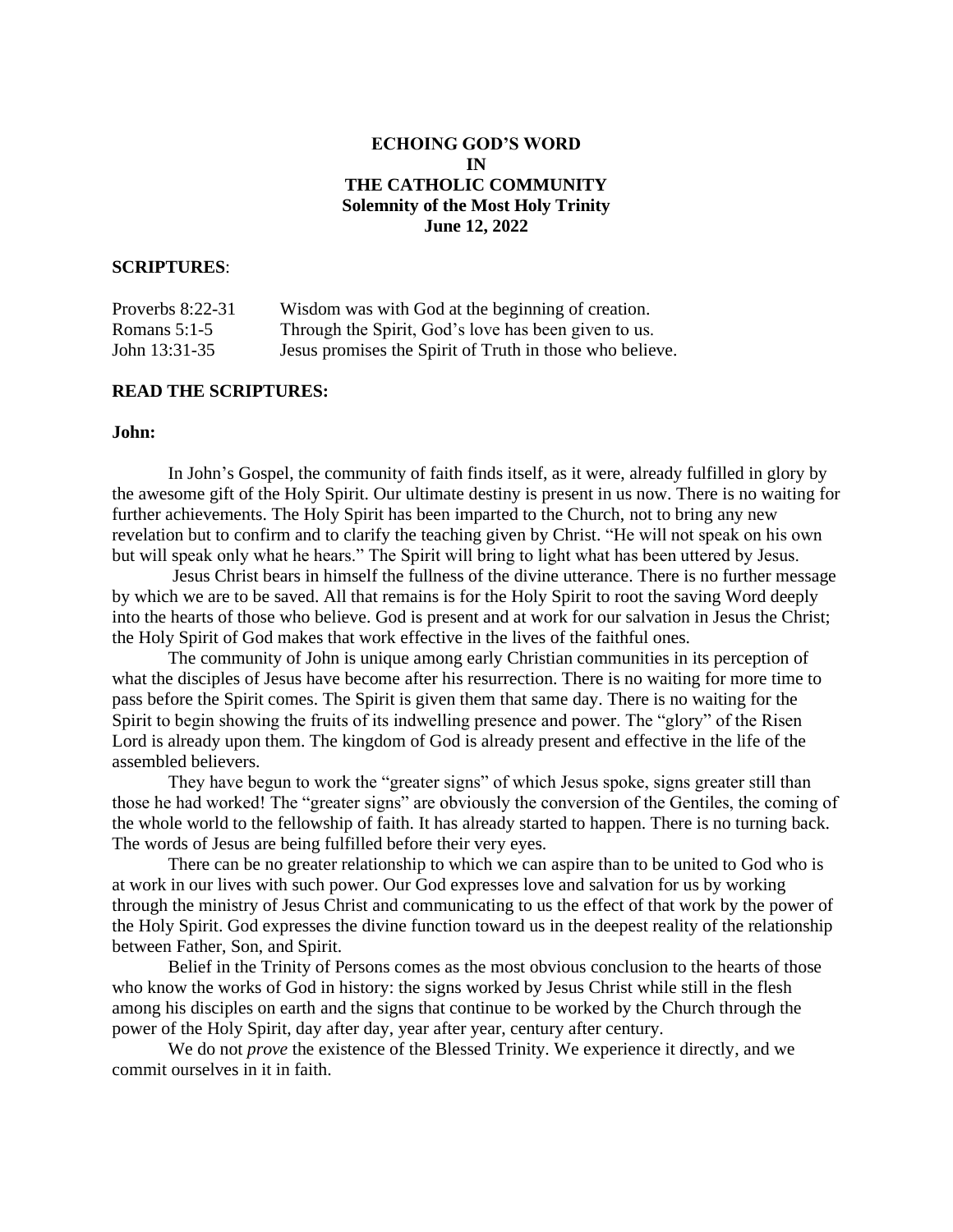**ECHOING GOD'S WORD**
**IN**
**THE CATHOLIC COMMUNITY**
**Solemnity of the Most Holy Trinity**
**June 12, 2022**

**SCRIPTURES**:

| | |
|---|---|
| Proverbs 8:22-31 | Wisdom was with God at the beginning of creation. |
| Romans 5:1-5 | Through the Spirit, God's love has been given to us. |
| John 13:31-35 | Jesus promises the Spirit of Truth in those who believe. |

**READ THE SCRIPTURES:**

**John:**

In John's Gospel, the community of faith finds itself, as it were, already fulfilled in glory by the awesome gift of the Holy Spirit. Our ultimate destiny is present in us now. There is no waiting for further achievements. The Holy Spirit has been imparted to the Church, not to bring any new revelation but to confirm and to clarify the teaching given by Christ. "He will not speak on his own but will speak only what he hears." The Spirit will bring to light what has been uttered by Jesus.

Jesus Christ bears in himself the fullness of the divine utterance. There is no further message by which we are to be saved. All that remains is for the Holy Spirit to root the saving Word deeply into the hearts of those who believe. God is present and at work for our salvation in Jesus the Christ; the Holy Spirit of God makes that work effective in the lives of the faithful ones.

The community of John is unique among early Christian communities in its perception of what the disciples of Jesus have become after his resurrection. There is no waiting for more time to pass before the Spirit comes. The Spirit is given them that same day. There is no waiting for the Spirit to begin showing the fruits of its indwelling presence and power. The "glory" of the Risen Lord is already upon them. The kingdom of God is already present and effective in the life of the assembled believers.

They have begun to work the "greater signs" of which Jesus spoke, signs greater still than those he had worked! The "greater signs" are obviously the conversion of the Gentiles, the coming of the whole world to the fellowship of faith. It has already started to happen. There is no turning back. The words of Jesus are being fulfilled before their very eyes.

There can be no greater relationship to which we can aspire than to be united to God who is at work in our lives with such power. Our God expresses love and salvation for us by working through the ministry of Jesus Christ and communicating to us the effect of that work by the power of the Holy Spirit. God expresses the divine function toward us in the deepest reality of the relationship between Father, Son, and Spirit.

Belief in the Trinity of Persons comes as the most obvious conclusion to the hearts of those who know the works of God in history: the signs worked by Jesus Christ while still in the flesh among his disciples on earth and the signs that continue to be worked by the Church through the power of the Holy Spirit, day after day, year after year, century after century.

We do not *prove* the existence of the Blessed Trinity. We experience it directly, and we commit ourselves in it in faith.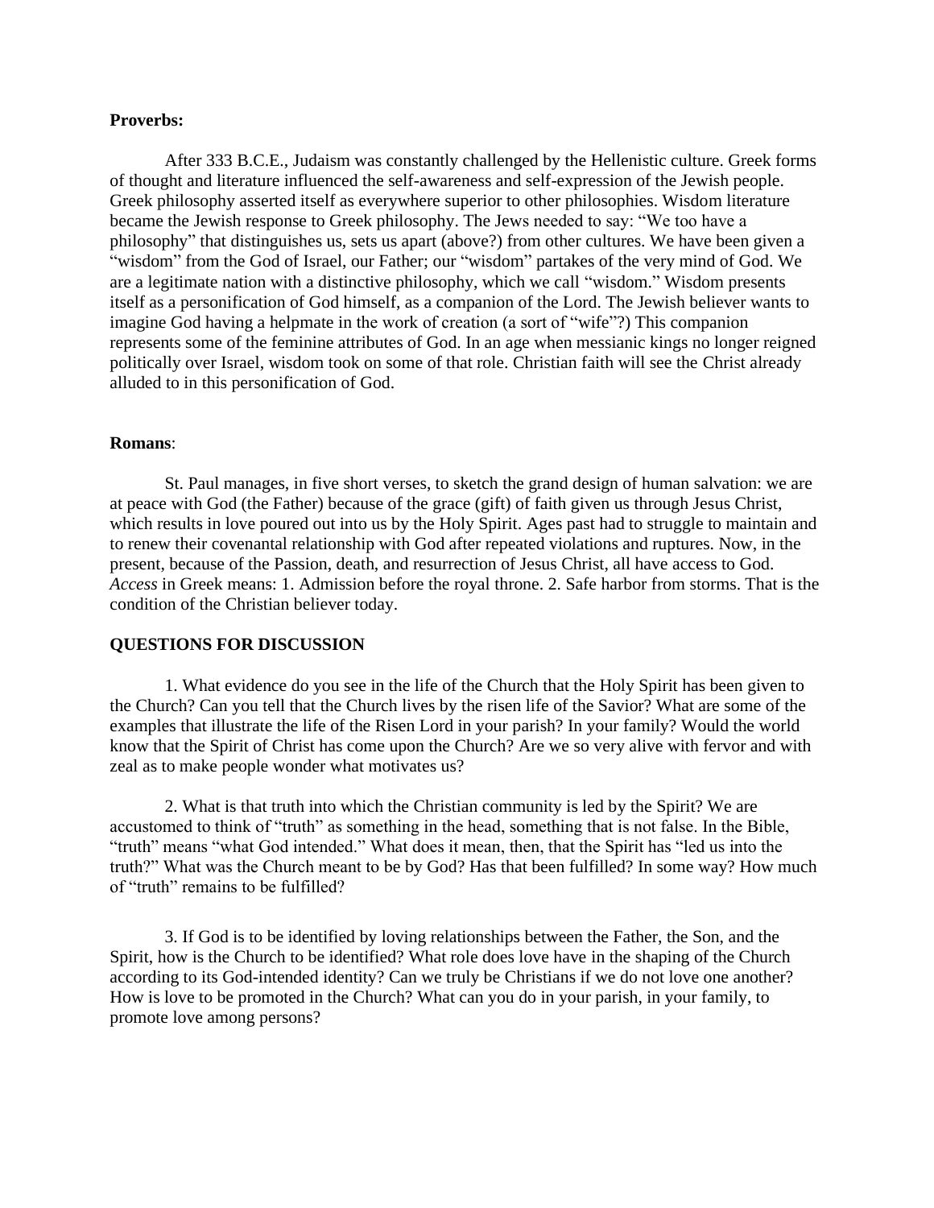**Proverbs:**

After 333 B.C.E., Judaism was constantly challenged by the Hellenistic culture. Greek forms of thought and literature influenced the self-awareness and self-expression of the Jewish people. Greek philosophy asserted itself as everywhere superior to other philosophies. Wisdom literature became the Jewish response to Greek philosophy. The Jews needed to say: "We too have a philosophy" that distinguishes us, sets us apart (above?) from other cultures. We have been given a "wisdom" from the God of Israel, our Father; our "wisdom" partakes of the very mind of God. We are a legitimate nation with a distinctive philosophy, which we call "wisdom." Wisdom presents itself as a personification of God himself, as a companion of the Lord. The Jewish believer wants to imagine God having a helpmate in the work of creation (a sort of "wife"?) This companion represents some of the feminine attributes of God. In an age when messianic kings no longer reigned politically over Israel, wisdom took on some of that role. Christian faith will see the Christ already alluded to in this personification of God.

**Romans**:

St. Paul manages, in five short verses, to sketch the grand design of human salvation: we are at peace with God (the Father) because of the grace (gift) of faith given us through Jesus Christ, which results in love poured out into us by the Holy Spirit. Ages past had to struggle to maintain and to renew their covenantal relationship with God after repeated violations and ruptures. Now, in the present, because of the Passion, death, and resurrection of Jesus Christ, all have access to God. *Access* in Greek means: 1. Admission before the royal throne. 2. Safe harbor from storms. That is the condition of the Christian believer today.

**QUESTIONS FOR DISCUSSION**

1. What evidence do you see in the life of the Church that the Holy Spirit has been given to the Church? Can you tell that the Church lives by the risen life of the Savior? What are some of the examples that illustrate the life of the Risen Lord in your parish? In your family? Would the world know that the Spirit of Christ has come upon the Church? Are we so very alive with fervor and with zeal as to make people wonder what motivates us?

2. What is that truth into which the Christian community is led by the Spirit? We are accustomed to think of "truth" as something in the head, something that is not false. In the Bible, "truth" means "what God intended." What does it mean, then, that the Spirit has "led us into the truth?" What was the Church meant to be by God? Has that been fulfilled? In some way? How much of "truth" remains to be fulfilled?

3. If God is to be identified by loving relationships between the Father, the Son, and the Spirit, how is the Church to be identified? What role does love have in the shaping of the Church according to its God-intended identity? Can we truly be Christians if we do not love one another? How is love to be promoted in the Church? What can you do in your parish, in your family, to promote love among persons?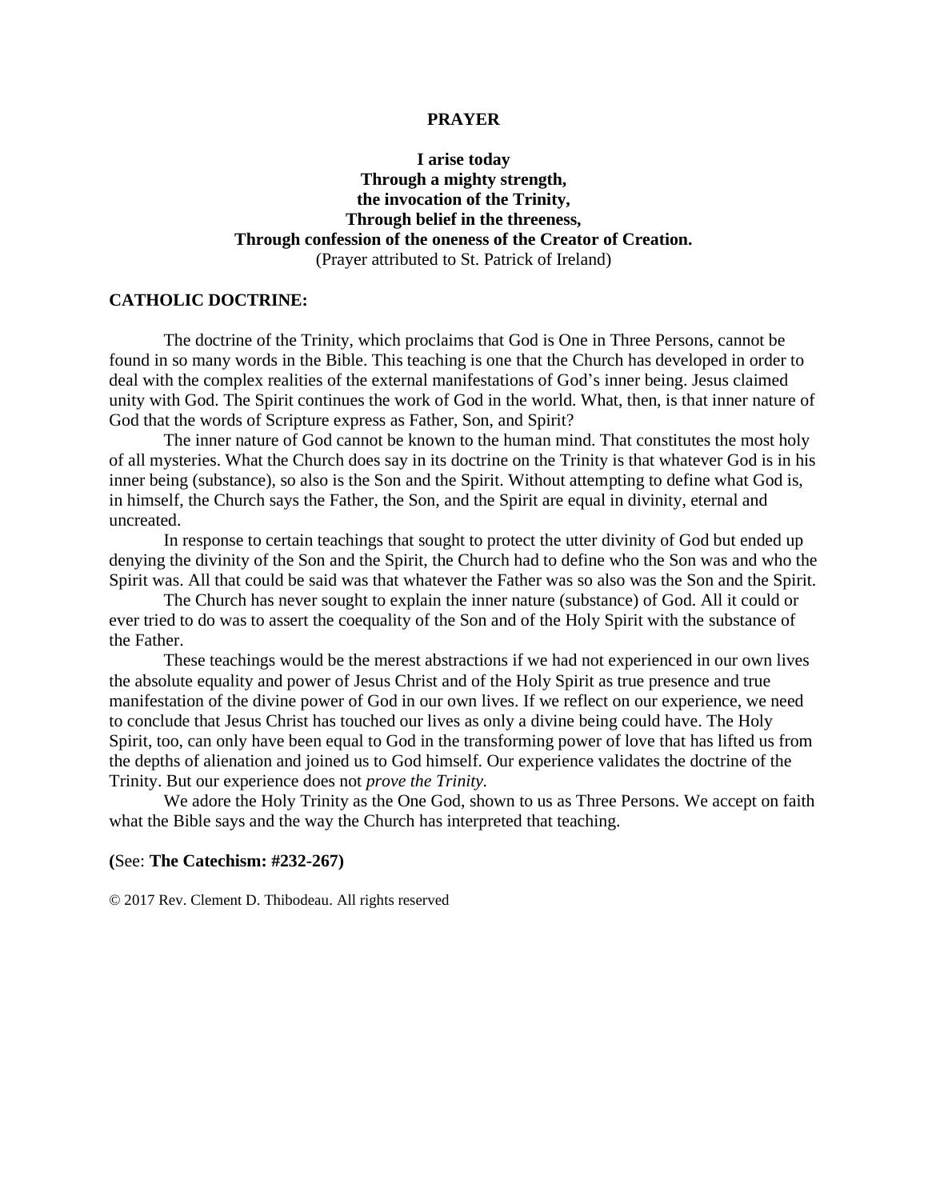## PRAYER

**I arise today**
**Through a mighty strength,**
**the invocation of the Trinity,**
**Through belief in the threeness,**
**Through confession of the oneness of the Creator of Creation.**
(Prayer attributed to St. Patrick of Ireland)

## CATHOLIC DOCTRINE:

The doctrine of the Trinity, which proclaims that God is One in Three Persons, cannot be found in so many words in the Bible. This teaching is one that the Church has developed in order to deal with the complex realities of the external manifestations of God's inner being. Jesus claimed unity with God. The Spirit continues the work of God in the world. What, then, is that inner nature of God that the words of Scripture express as Father, Son, and Spirit?

The inner nature of God cannot be known to the human mind. That constitutes the most holy of all mysteries. What the Church does say in its doctrine on the Trinity is that whatever God is in his inner being (substance), so also is the Son and the Spirit. Without attempting to define what God is, in himself, the Church says the Father, the Son, and the Spirit are equal in divinity, eternal and uncreated.

In response to certain teachings that sought to protect the utter divinity of God but ended up denying the divinity of the Son and the Spirit, the Church had to define who the Son was and who the Spirit was. All that could be said was that whatever the Father was so also was the Son and the Spirit.

The Church has never sought to explain the inner nature (substance) of God. All it could or ever tried to do was to assert the coequality of the Son and of the Holy Spirit with the substance of the Father.

These teachings would be the merest abstractions if we had not experienced in our own lives the absolute equality and power of Jesus Christ and of the Holy Spirit as true presence and true manifestation of the divine power of God in our own lives. If we reflect on our experience, we need to conclude that Jesus Christ has touched our lives as only a divine being could have. The Holy Spirit, too, can only have been equal to God in the transforming power of love that has lifted us from the depths of alienation and joined us to God himself. Our experience validates the doctrine of the Trinity. But our experience does not *prove the Trinity.*

We adore the Holy Trinity as the One God, shown to us as Three Persons. We accept on faith what the Bible says and the way the Church has interpreted that teaching.

**(**See: **The Catechism: #232-267)**

© 2017 Rev. Clement D. Thibodeau. All rights reserved